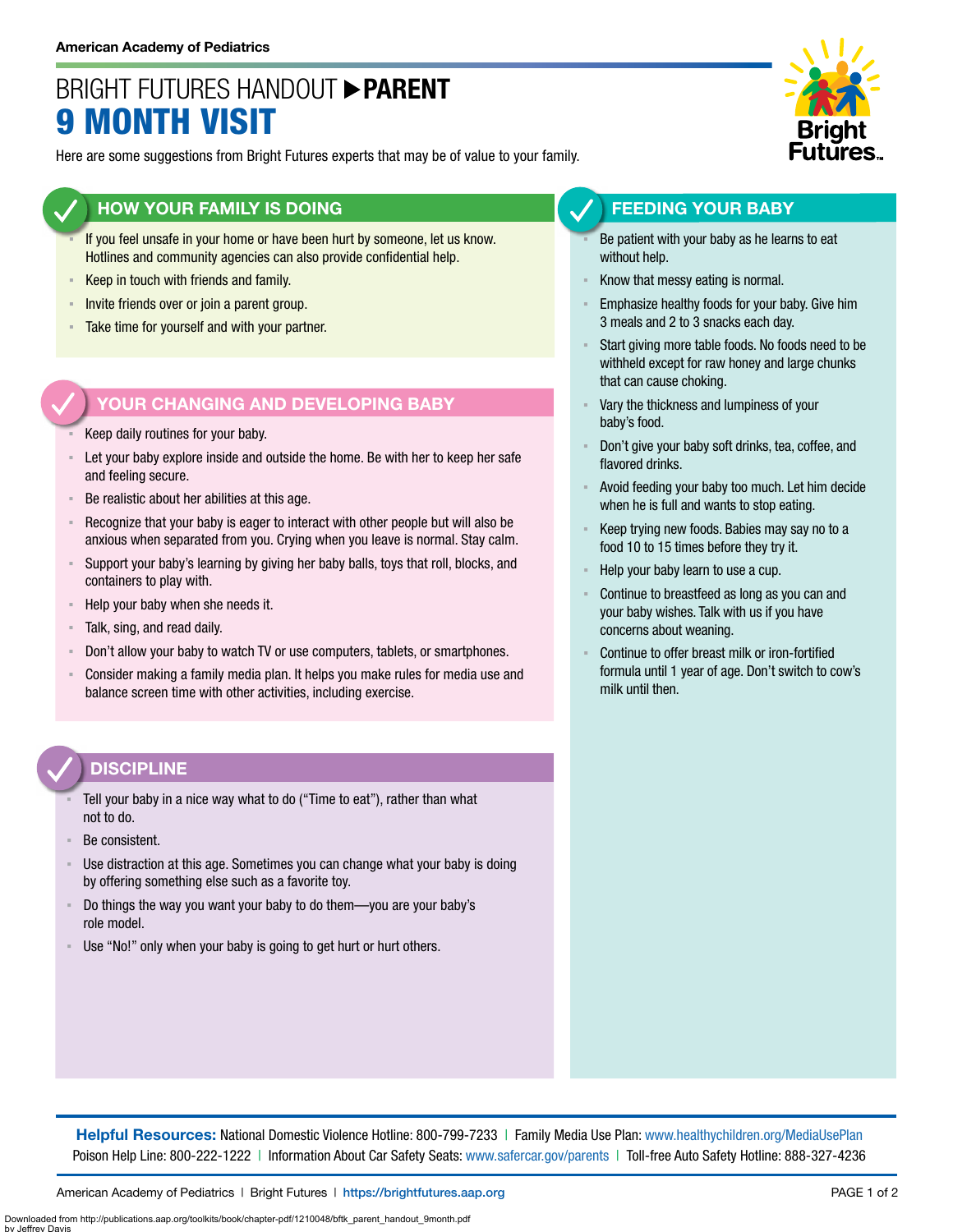American Academy of Pediatrics

# BRIGHT FUTURES HANDOUT ▶ PARENT
# 9 MONTH VISIT

Here are some suggestions from Bright Futures experts that may be of value to your family.

## HOW YOUR FAMILY IS DOING

- If you feel unsafe in your home or have been hurt by someone, let us know. Hotlines and community agencies can also provide confidential help.
- Keep in touch with friends and family.
- Invite friends over or join a parent group.
- Take time for yourself and with your partner.

## YOUR CHANGING AND DEVELOPING BABY

- Keep daily routines for your baby.
- Let your baby explore inside and outside the home. Be with her to keep her safe and feeling secure.
- Be realistic about her abilities at this age.
- Recognize that your baby is eager to interact with other people but will also be anxious when separated from you. Crying when you leave is normal. Stay calm.
- Support your baby's learning by giving her baby balls, toys that roll, blocks, and containers to play with.
- Help your baby when she needs it.
- Talk, sing, and read daily.
- Don't allow your baby to watch TV or use computers, tablets, or smartphones.
- Consider making a family media plan. It helps you make rules for media use and balance screen time with other activities, including exercise.

## DISCIPLINE

- Tell your baby in a nice way what to do ("Time to eat"), rather than what not to do.
- Be consistent.
- Use distraction at this age. Sometimes you can change what your baby is doing by offering something else such as a favorite toy.
- Do things the way you want your baby to do them—you are your baby's role model.
- Use "No!" only when your baby is going to get hurt or hurt others.

## FEEDING YOUR BABY

- Be patient with your baby as he learns to eat without help.
- Know that messy eating is normal.
- Emphasize healthy foods for your baby. Give him 3 meals and 2 to 3 snacks each day.
- Start giving more table foods. No foods need to be withheld except for raw honey and large chunks that can cause choking.
- Vary the thickness and lumpiness of your baby's food.
- Don't give your baby soft drinks, tea, coffee, and flavored drinks.
- Avoid feeding your baby too much. Let him decide when he is full and wants to stop eating.
- Keep trying new foods. Babies may say no to a food 10 to 15 times before they try it.
- Help your baby learn to use a cup.
- Continue to breastfeed as long as you can and your baby wishes. Talk with us if you have concerns about weaning.
- Continue to offer breast milk or iron-fortified formula until 1 year of age. Don't switch to cow's milk until then.

**Helpful Resources:** National Domestic Violence Hotline: 800-799-7233 | Family Media Use Plan: www.healthychildren.org/MediaUsePlan
Poison Help Line: 800-222-1222 | Information About Car Safety Seats: www.safercar.gov/parents | Toll-free Auto Safety Hotline: 888-327-4236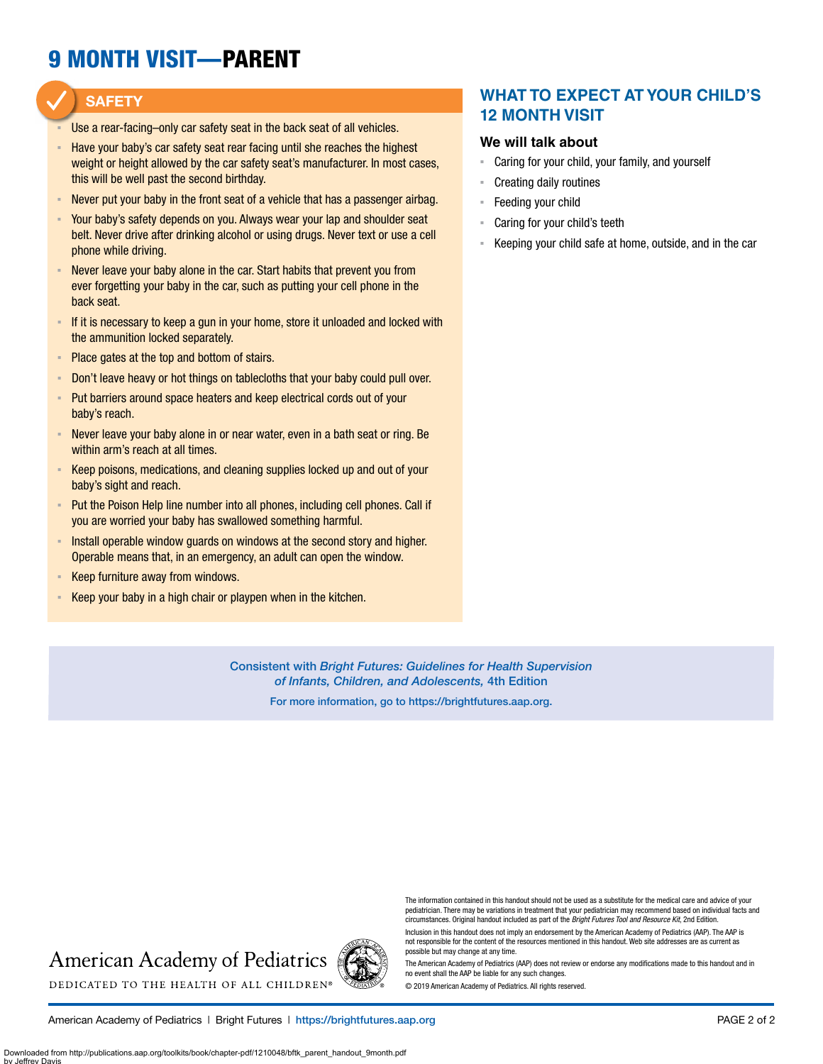# 9 MONTH VISIT—PARENT

## SAFETY

- Use a rear-facing–only car safety seat in the back seat of all vehicles.
- Have your baby's car safety seat rear facing until she reaches the highest weight or height allowed by the car safety seat's manufacturer. In most cases, this will be well past the second birthday.
- Never put your baby in the front seat of a vehicle that has a passenger airbag.
- Your baby's safety depends on you. Always wear your lap and shoulder seat belt. Never drive after drinking alcohol or using drugs. Never text or use a cell phone while driving.
- Never leave your baby alone in the car. Start habits that prevent you from ever forgetting your baby in the car, such as putting your cell phone in the back seat.
- If it is necessary to keep a gun in your home, store it unloaded and locked with the ammunition locked separately.
- Place gates at the top and bottom of stairs.
- Don't leave heavy or hot things on tablecloths that your baby could pull over.
- Put barriers around space heaters and keep electrical cords out of your baby's reach.
- Never leave your baby alone in or near water, even in a bath seat or ring. Be within arm's reach at all times.
- Keep poisons, medications, and cleaning supplies locked up and out of your baby's sight and reach.
- Put the Poison Help line number into all phones, including cell phones. Call if you are worried your baby has swallowed something harmful.
- Install operable window guards on windows at the second story and higher. Operable means that, in an emergency, an adult can open the window.
- Keep furniture away from windows.
- Keep your baby in a high chair or playpen when in the kitchen.

## WHAT TO EXPECT AT YOUR CHILD'S 12 MONTH VISIT

### We will talk about

- Caring for your child, your family, and yourself
- Creating daily routines
- Feeding your child
- Caring for your child's teeth
- Keeping your child safe at home, outside, and in the car

Consistent with *Bright Futures: Guidelines for Health Supervision of Infants, Children, and Adolescents,* 4th Edition

For more information, go to https://brightfutures.aap.org.

American Academy of Pediatrics
DEDICATED TO THE HEALTH OF ALL CHILDREN®

The information contained in this handout should not be used as a substitute for the medical care and advice of your pediatrician. There may be variations in treatment that your pediatrician may recommend based on individual facts and circumstances. Original handout included as part of the *Bright Futures Tool and Resource Kit,* 2nd Edition.

Inclusion in this handout does not imply an endorsement by the American Academy of Pediatrics (AAP). The AAP is not responsible for the content of the resources mentioned in this handout. Web site addresses are as current as possible but may change at any time.

The American Academy of Pediatrics (AAP) does not review or endorse any modifications made to this handout and in no event shall the AAP be liable for any such changes.

© 2019 American Academy of Pediatrics. All rights reserved.

Downloaded from http://publications.aap.org/toolkits/book/chapter-pdf/1210048/bftk_parent_handout_9month.pdf
by Jeffrey Davis